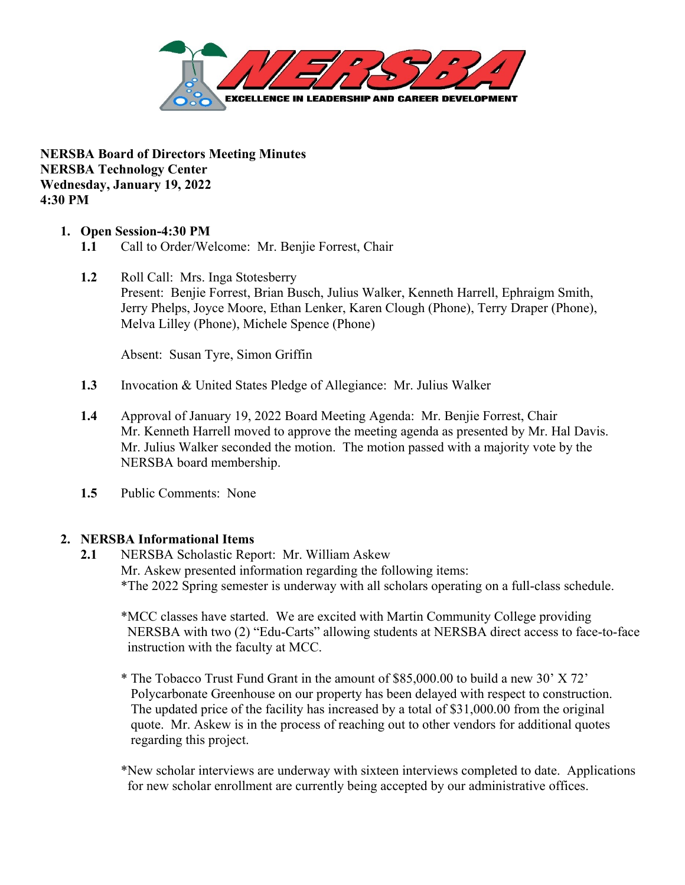**NERSBA Board of Directors Meeting Minutes**
**NERSBA Technology Center**
**Wednesday, January 19, 2022**
**4:30 PM**

1. **Open Session-4:30 PM**
   - **1.1** Call to Order/Welcome: Mr. Benjie Forrest, Chair
   - **1.2** Roll Call: Mrs. Inga Stotesberry
     Present: Benjie Forrest, Brian Busch, Julius Walker, Kenneth Harrell, Ephraigm Smith, Jerry Phelps, Joyce Moore, Ethan Lenker, Karen Clough (Phone), Terry Draper (Phone), Melva Lilley (Phone), Michele Spence (Phone)

     Absent: Susan Tyre, Simon Griffin
   - **1.3** Invocation & United States Pledge of Allegiance: Mr. Julius Walker
   - **1.4** Approval of January 19, 2022 Board Meeting Agenda: Mr. Benjie Forrest, Chair
     Mr. Kenneth Harrell moved to approve the meeting agenda as presented by Mr. Hal Davis. Mr. Julius Walker seconded the motion. The motion passed with a majority vote by the NERSBA board membership.
   - **1.5** Public Comments: None

2. **NERSBA Informational Items**
   - **2.1** NERSBA Scholastic Report: Mr. William Askew
     Mr. Askew presented information regarding the following items:
     *The 2022 Spring semester is underway with all scholars operating on a full-class schedule.

     *MCC classes have started. We are excited with Martin Community College providing NERSBA with two (2) "Edu-Carts" allowing students at NERSBA direct access to face-to-face instruction with the faculty at MCC.

     * The Tobacco Trust Fund Grant in the amount of $85,000.00 to build a new 30' X 72' Polycarbonate Greenhouse on our property has been delayed with respect to construction. The updated price of the facility has increased by a total of $31,000.00 from the original quote. Mr. Askew is in the process of reaching out to other vendors for additional quotes regarding this project.

     *New scholar interviews are underway with sixteen interviews completed to date. Applications for new scholar enrollment are currently being accepted by our administrative offices.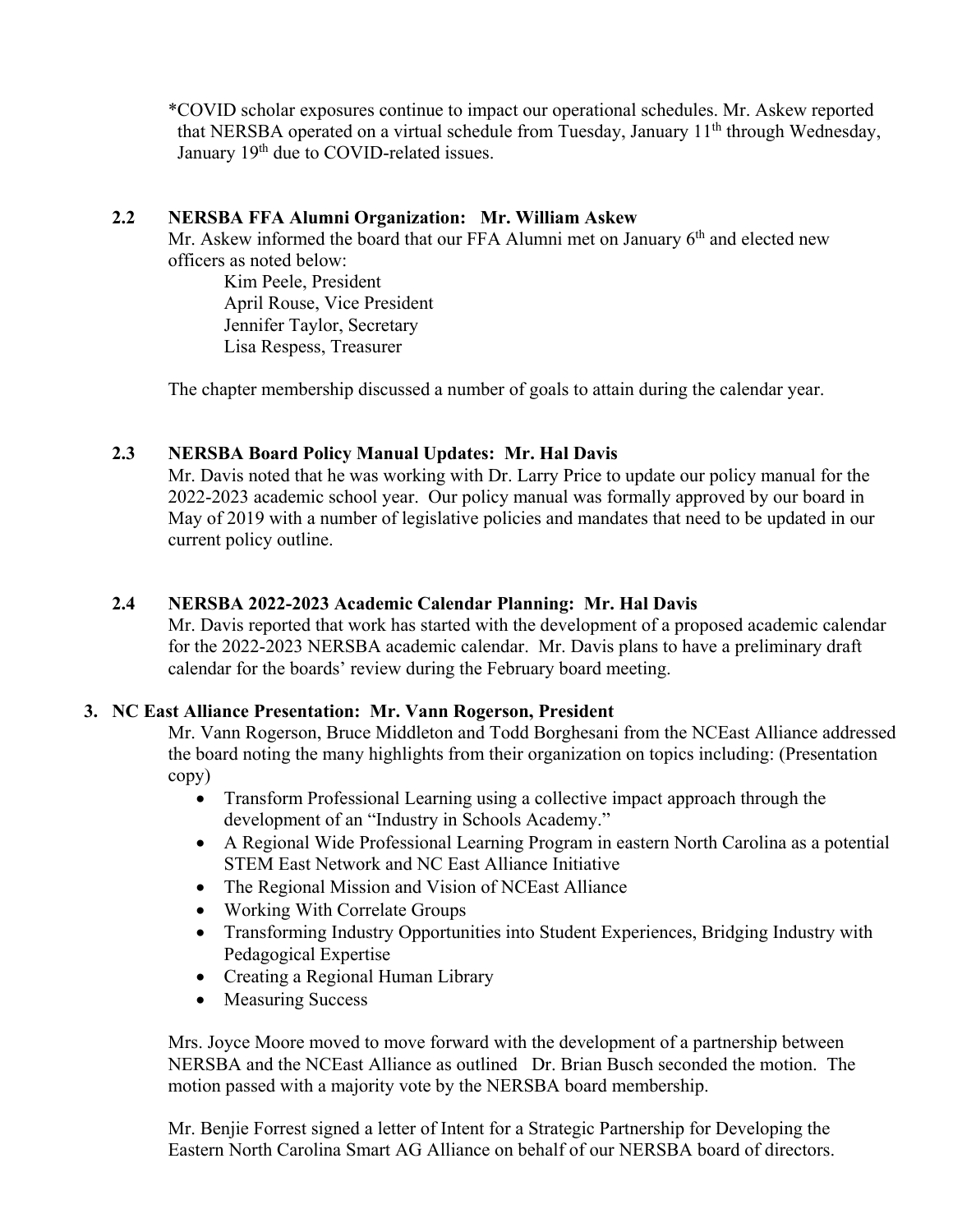*COVID scholar exposures continue to impact our operational schedules. Mr. Askew reported that NERSBA operated on a virtual schedule from Tuesday, January 11th through Wednesday, January 19th due to COVID-related issues.

### 2.2 NERSBA FFA Alumni Organization: Mr. William Askew

Mr. Askew informed the board that our FFA Alumni met on January 6th and elected new officers as noted below:

Kim Peele, President
April Rouse, Vice President
Jennifer Taylor, Secretary
Lisa Respess, Treasurer

The chapter membership discussed a number of goals to attain during the calendar year.

### 2.3 NERSBA Board Policy Manual Updates: Mr. Hal Davis

Mr. Davis noted that he was working with Dr. Larry Price to update our policy manual for the 2022-2023 academic school year. Our policy manual was formally approved by our board in May of 2019 with a number of legislative policies and mandates that need to be updated in our current policy outline.

### 2.4 NERSBA 2022-2023 Academic Calendar Planning: Mr. Hal Davis

Mr. Davis reported that work has started with the development of a proposed academic calendar for the 2022-2023 NERSBA academic calendar. Mr. Davis plans to have a preliminary draft calendar for the boards' review during the February board meeting.

## 3. NC East Alliance Presentation: Mr. Vann Rogerson, President

Mr. Vann Rogerson, Bruce Middleton and Todd Borghesani from the NCEast Alliance addressed the board noting the many highlights from their organization on topics including: (Presentation copy)

- Transform Professional Learning using a collective impact approach through the development of an "Industry in Schools Academy."
- A Regional Wide Professional Learning Program in eastern North Carolina as a potential STEM East Network and NC East Alliance Initiative
- The Regional Mission and Vision of NCEast Alliance
- Working With Correlate Groups
- Transforming Industry Opportunities into Student Experiences, Bridging Industry with Pedagogical Expertise
- Creating a Regional Human Library
- Measuring Success

Mrs. Joyce Moore moved to move forward with the development of a partnership between NERSBA and the NCEast Alliance as outlined Dr. Brian Busch seconded the motion. The motion passed with a majority vote by the NERSBA board membership.

Mr. Benjie Forrest signed a letter of Intent for a Strategic Partnership for Developing the Eastern North Carolina Smart AG Alliance on behalf of our NERSBA board of directors.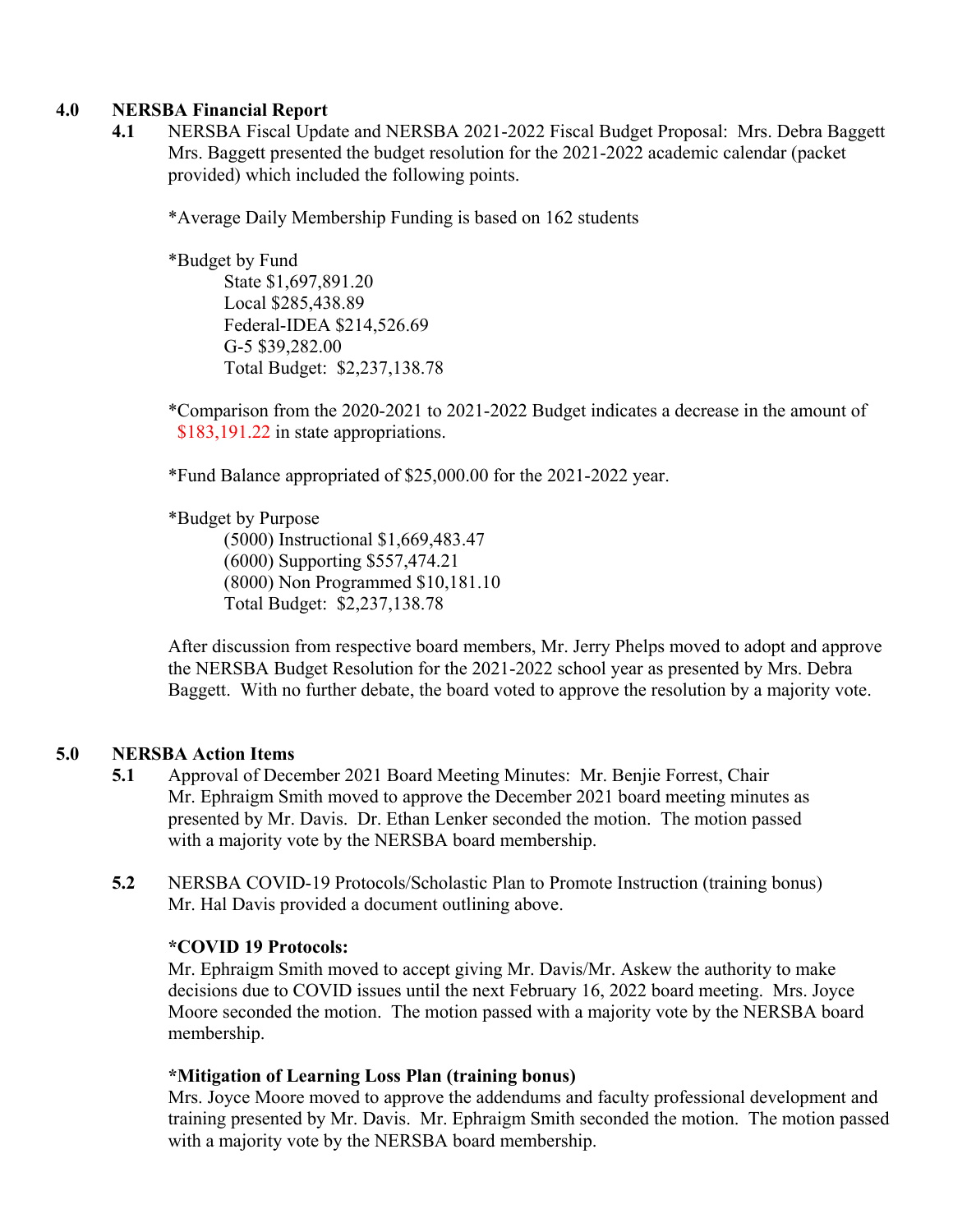## 4.0 NERSBA Financial Report

**4.1** NERSBA Fiscal Update and NERSBA 2021-2022 Fiscal Budget Proposal: Mrs. Debra Baggett

Mrs. Baggett presented the budget resolution for the 2021-2022 academic calendar (packet provided) which included the following points.

*Average Daily Membership Funding is based on 162 students

*Budget by Fund

- State $1,697,891.20
- Local $285,438.89
- Federal-IDEA $214,526.69
- G-5 $39,282.00
- Total Budget: $2,237,138.78

*Comparison from the 2020-2021 to 2021-2022 Budget indicates a decrease in the amount of $183,191.22 in state appropriations.

*Fund Balance appropriated of $25,000.00 for the 2021-2022 year.

*Budget by Purpose

- (5000) Instructional $1,669,483.47
- (6000) Supporting $557,474.21
- (8000) Non Programmed $10,181.10
- Total Budget: $2,237,138.78

After discussion from respective board members, Mr. Jerry Phelps moved to adopt and approve the NERSBA Budget Resolution for the 2021-2022 school year as presented by Mrs. Debra Baggett. With no further debate, the board voted to approve the resolution by a majority vote.

## 5.0 NERSBA Action Items

**5.1** Approval of December 2021 Board Meeting Minutes: Mr. Benjie Forrest, Chair

Mr. Ephraigm Smith moved to approve the December 2021 board meeting minutes as presented by Mr. Davis. Dr. Ethan Lenker seconded the motion. The motion passed with a majority vote by the NERSBA board membership.

**5.2** NERSBA COVID-19 Protocols/Scholastic Plan to Promote Instruction (training bonus)

Mr. Hal Davis provided a document outlining above.

**\*COVID 19 Protocols:**

Mr. Ephraigm Smith moved to accept giving Mr. Davis/Mr. Askew the authority to make decisions due to COVID issues until the next February 16, 2022 board meeting. Mrs. Joyce Moore seconded the motion. The motion passed with a majority vote by the NERSBA board membership.

**\*Mitigation of Learning Loss Plan (training bonus)**

Mrs. Joyce Moore moved to approve the addendums and faculty professional development and training presented by Mr. Davis. Mr. Ephraigm Smith seconded the motion. The motion passed with a majority vote by the NERSBA board membership.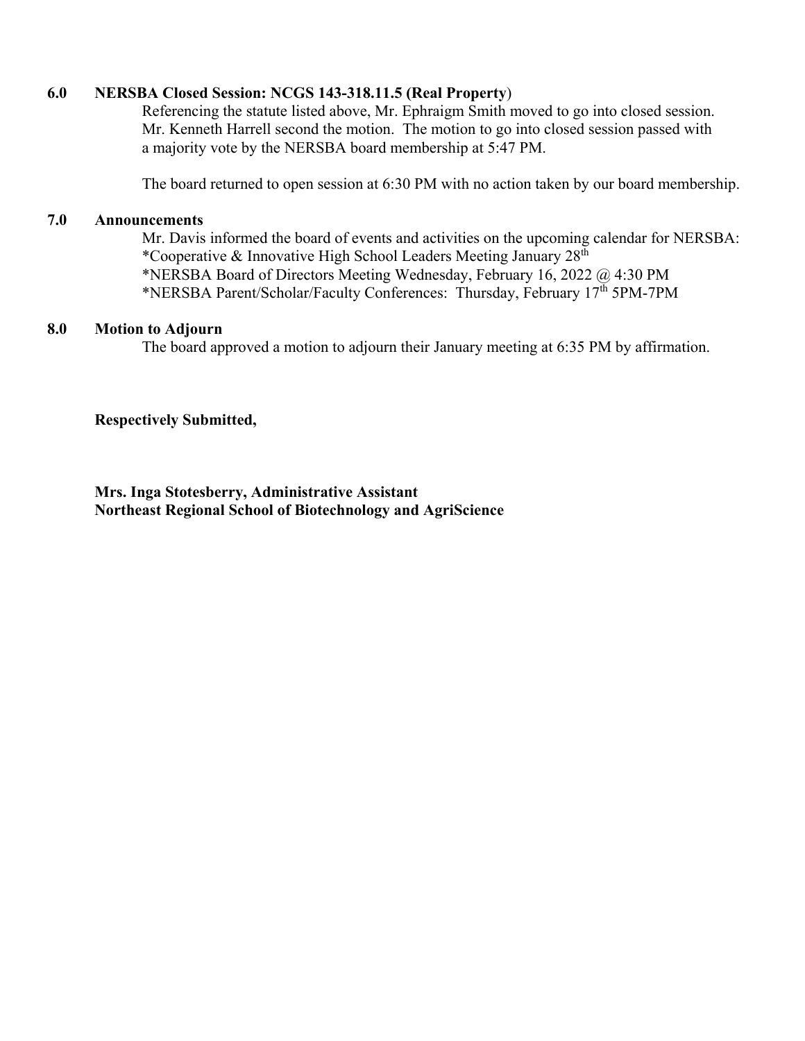### 6.0 NERSBA Closed Session: NCGS 143-318.11.5 (Real Property)

Referencing the statute listed above, Mr. Ephraigm Smith moved to go into closed session. Mr. Kenneth Harrell second the motion. The motion to go into closed session passed with a majority vote by the NERSBA board membership at 5:47 PM.

The board returned to open session at 6:30 PM with no action taken by our board membership.

### 7.0 Announcements

Mr. Davis informed the board of events and activities on the upcoming calendar for NERSBA:
*Cooperative & Innovative High School Leaders Meeting January 28th
*NERSBA Board of Directors Meeting Wednesday, February 16, 2022 @ 4:30 PM
*NERSBA Parent/Scholar/Faculty Conferences: Thursday, February 17th 5PM-7PM

### 8.0 Motion to Adjourn

The board approved a motion to adjourn their January meeting at 6:35 PM by affirmation.

**Respectively Submitted,**

**Mrs. Inga Stotesberry, Administrative Assistant**
**Northeast Regional School of Biotechnology and AgriScience**